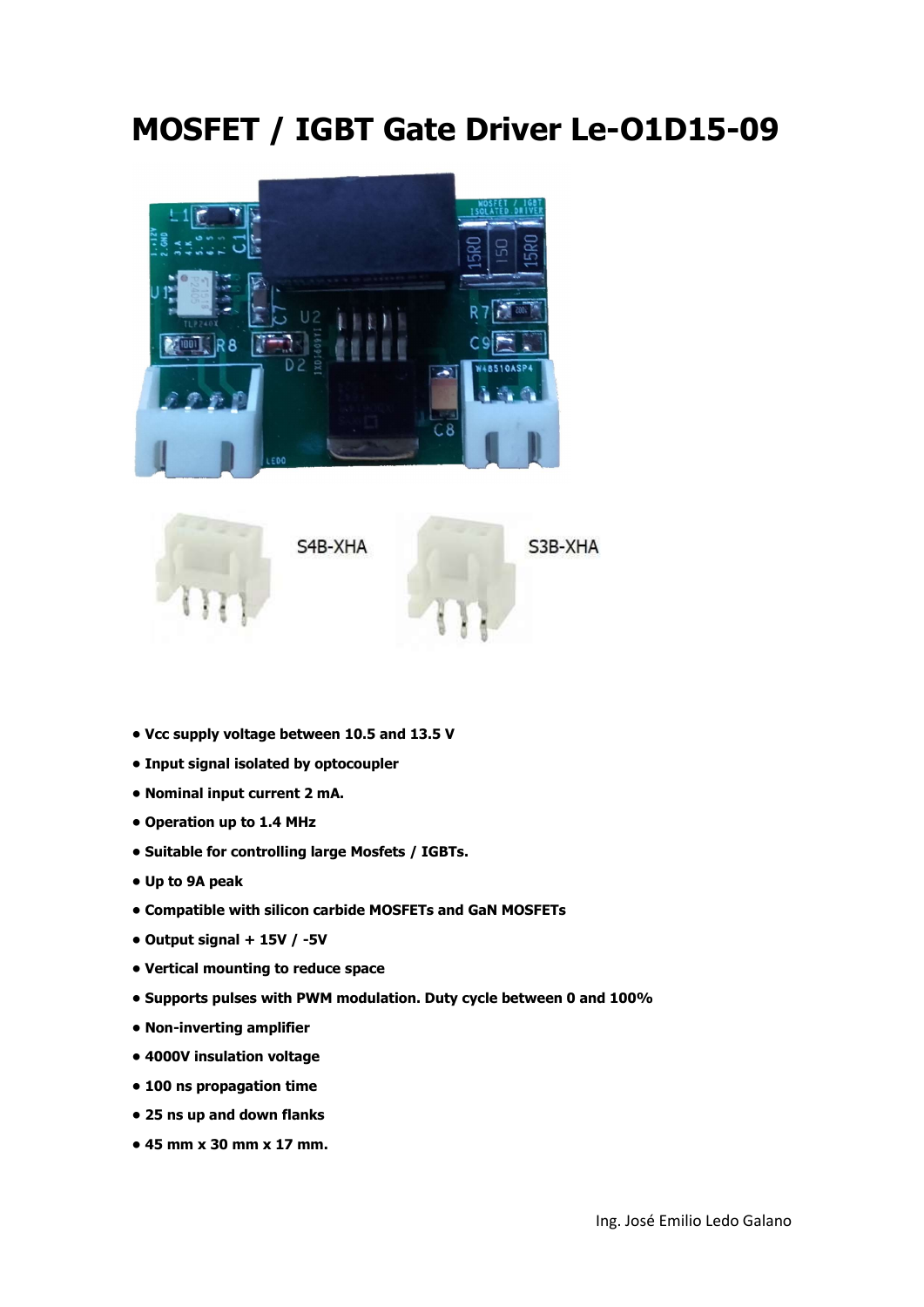# MOSFET / IGBT Gate Driver Le-O1D15-09

S4B-XHA

S3B-XHA

- **Vcc supply voltage between 10.5 and 13.5 V**
- **Input signal isolated by optocoupler**
- **Nominal input current 2 mA.**
- **Operation up to 1.4 MHz**
- **Suitable for controlling large Mosfets / IGBTs.**
- **Up to 9A peak**
- **Compatible with silicon carbide MOSFETs and GaN MOSFETs**
- **Output signal + 15V / -5V**
- **Vertical mounting to reduce space**
- **Supports pulses with PWM modulation. Duty cycle between 0 and 100%**
- **Non-inverting amplifier**
- **4000V insulation voltage**
- **100 ns propagation time**
- **25 ns up and down flanks**
- **45 mm x 30 mm x 17 mm.**

Ing. José Emilio Ledo Galano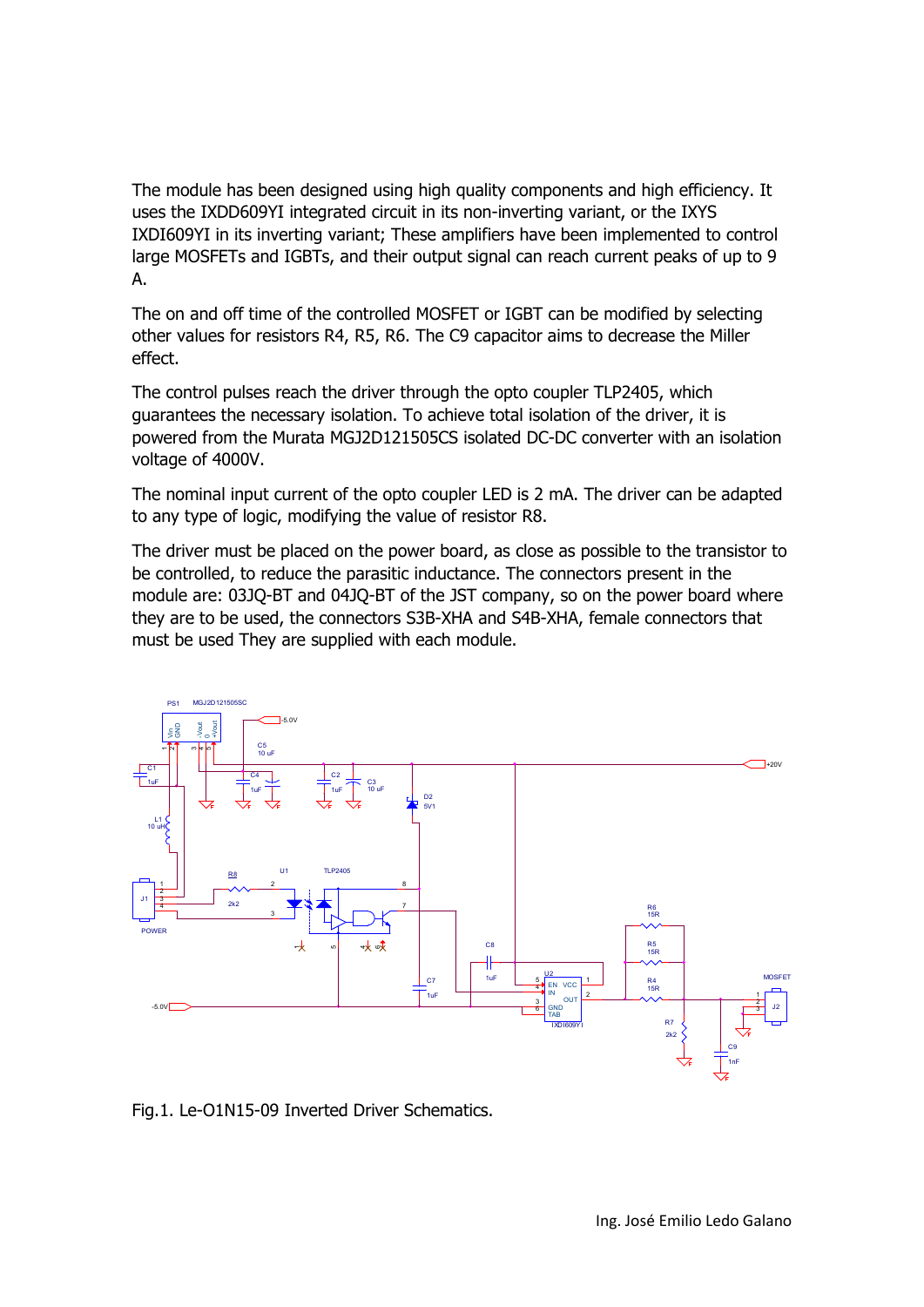The module has been designed using high quality components and high efficiency. It uses the IXDD609YI integrated circuit in its non-inverting variant, or the IXYS IXDI609YI in its inverting variant; These amplifiers have been implemented to control large MOSFETs and IGBTs, and their output signal can reach current peaks of up to 9 A.

The on and off time of the controlled MOSFET or IGBT can be modified by selecting other values for resistors R4, R5, R6. The C9 capacitor aims to decrease the Miller effect.

The control pulses reach the driver through the opto coupler TLP2405, which guarantees the necessary isolation. To achieve total isolation of the driver, it is powered from the Murata MGJ2D121505CS isolated DC-DC converter with an isolation voltage of 4000V.

The nominal input current of the opto coupler LED is 2 mA. The driver can be adapted to any type of logic, modifying the value of resistor R8.

The driver must be placed on the power board, as close as possible to the transistor to be controlled, to reduce the parasitic inductance. The connectors present in the module are: 03JQ-BT and 04JQ-BT of the JST company, so on the power board where they are to be used, the connectors S3B-XHA and S4B-XHA, female connectors that must be used They are supplied with each module.

Fig.1. Le-O1N15-09 Inverted Driver Schematics.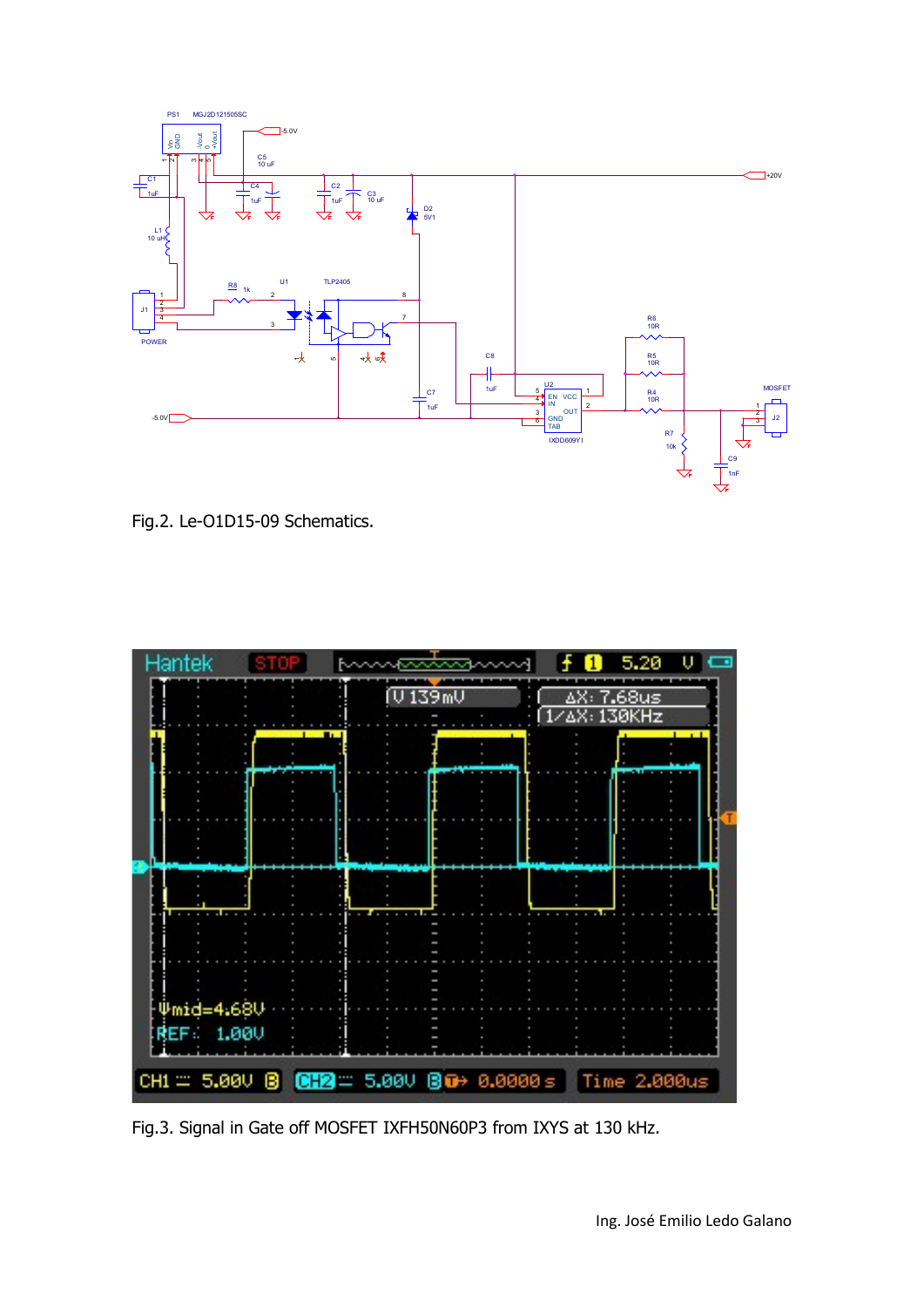Fig.2. Le-O1D15-09 Schematics.

Fig.3. Signal in Gate off MOSFET IXFH50N60P3 from IXYS at 130 kHz.

Ing. José Emilio Ledo Galano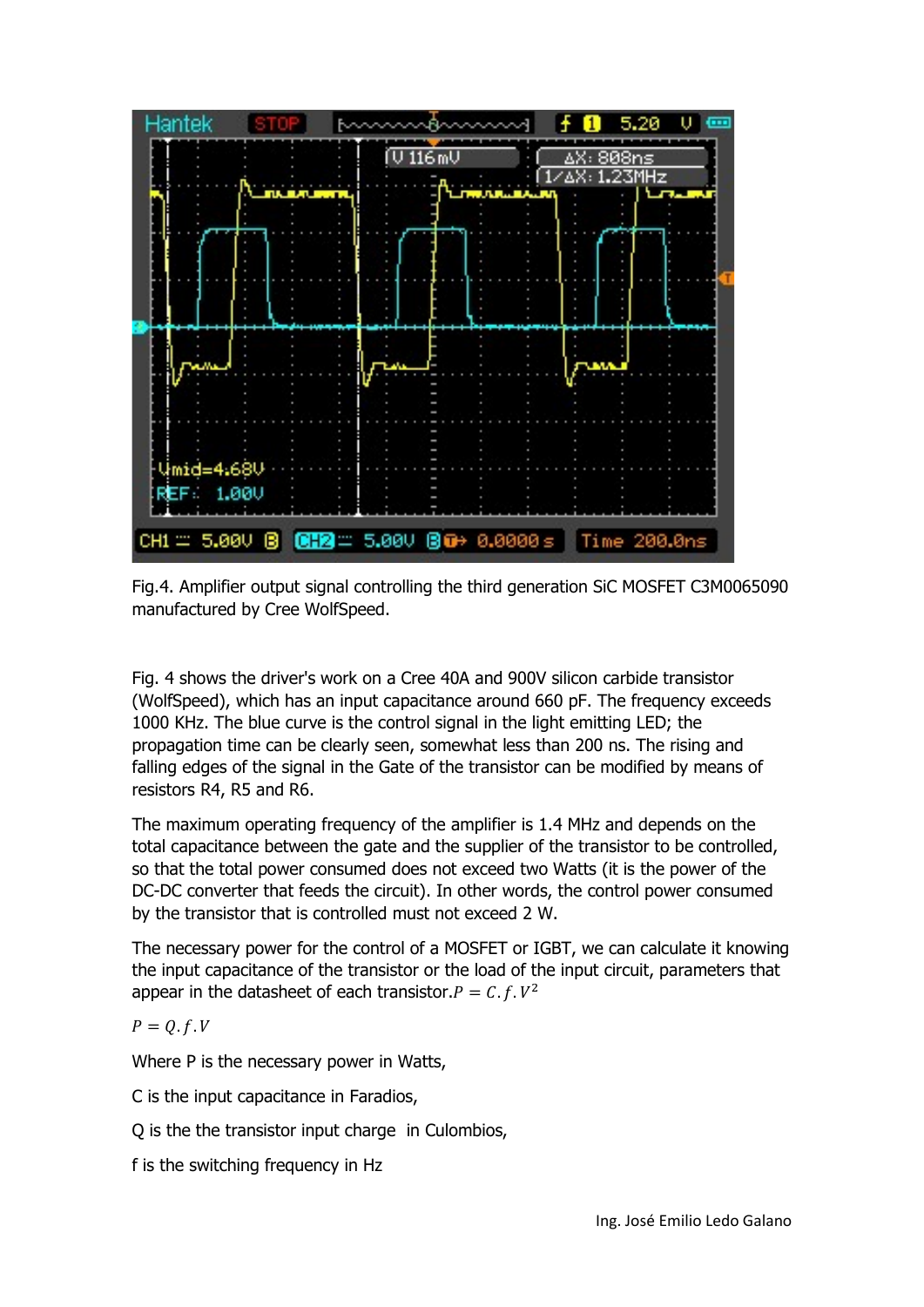Fig.4. Amplifier output signal controlling the third generation SiC MOSFET C3M0065090 manufactured by Cree WolfSpeed.

Fig. 4 shows the driver's work on a Cree 40A and 900V silicon carbide transistor (WolfSpeed), which has an input capacitance around 660 pF. The frequency exceeds 1000 KHz. The blue curve is the control signal in the light emitting LED; the propagation time can be clearly seen, somewhat less than 200 ns. The rising and falling edges of the signal in the Gate of the transistor can be modified by means of resistors R4, R5 and R6.

The maximum operating frequency of the amplifier is 1.4 MHz and depends on the total capacitance between the gate and the supplier of the transistor to be controlled, so that the total power consumed does not exceed two Watts (it is the power of the DC-DC converter that feeds the circuit). In other words, the control power consumed by the transistor that is controlled must not exceed 2 W.

The necessary power for the control of a MOSFET or IGBT, we can calculate it knowing the input capacitance of the transistor or the load of the input circuit, parameters that appear in the datasheet of each transistor. $P = C.f.V^2$

$P = Q.f.V$

Where P is the necessary power in Watts,

C is the input capacitance in Faradios,

Q is the the transistor input charge in Culombios,

f is the switching frequency in Hz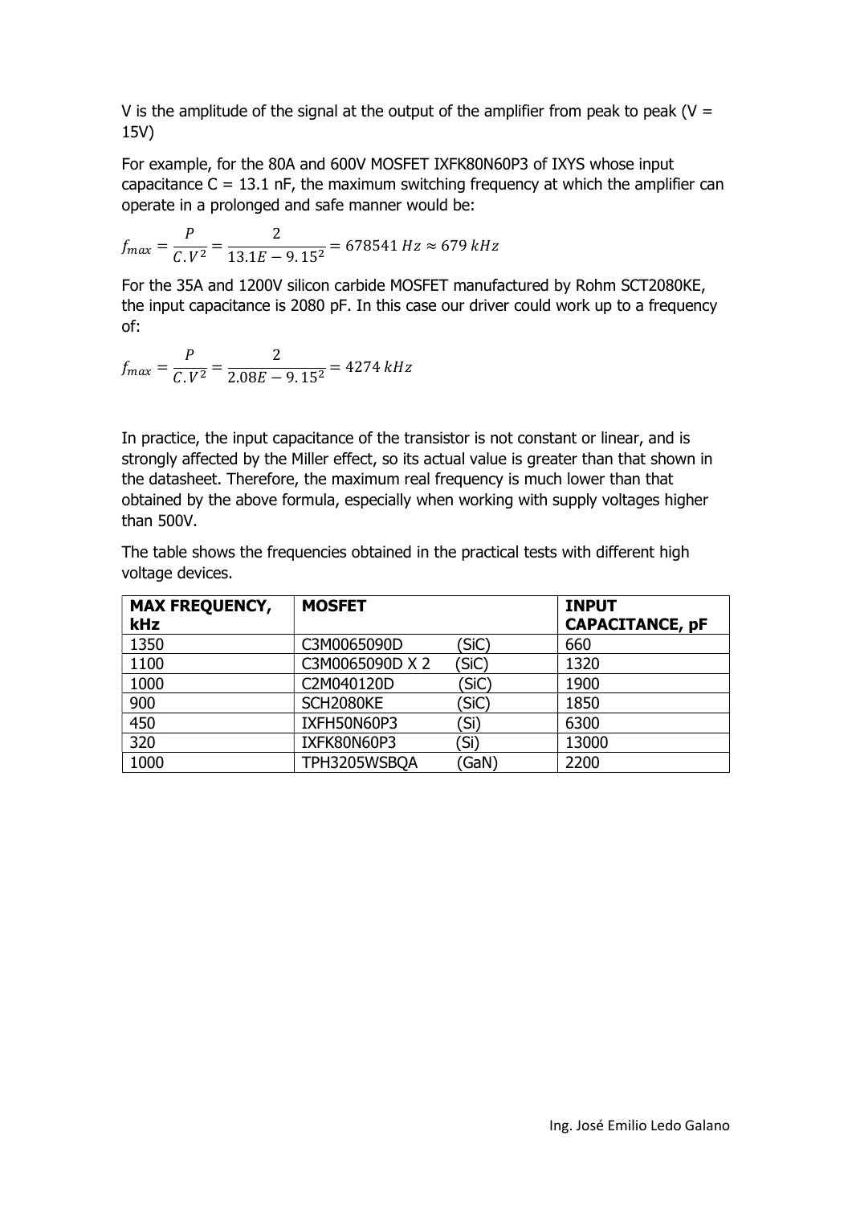V is the amplitude of the signal at the output of the amplifier from peak to peak (V = 15V)

For example, for the 80A and 600V MOSFET IXFK80N60P3 of IXYS whose input capacitance C = 13.1 nF, the maximum switching frequency at which the amplifier can operate in a prolonged and safe manner would be:

$$f_{max} = \frac{P}{C.V^2} = \frac{2}{13.1E-9.15^2} = 678541\ Hz \approx 679\ kHz$$

For the 35A and 1200V silicon carbide MOSFET manufactured by Rohm SCT2080KE, the input capacitance is 2080 pF. In this case our driver could work up to a frequency of:

$$f_{max} = \frac{P}{C.V^2} = \frac{2}{2.08E-9.15^2} = 4274\ kHz$$

In practice, the input capacitance of the transistor is not constant or linear, and is strongly affected by the Miller effect, so its actual value is greater than that shown in the datasheet. Therefore, the maximum real frequency is much lower than that obtained by the above formula, especially when working with supply voltages higher than 500V.

The table shows the frequencies obtained in the practical tests with different high voltage devices.

| **MAX FREQUENCY, kHz** | **MOSFET** | **INPUT CAPACITANCE, pF** |
|---|---|---|
| 1350 | C3M0065090D (SiC) | 660 |
| 1100 | C3M0065090D X 2 (SiC) | 1320 |
| 1000 | C2M040120D (SiC) | 1900 |
| 900 | SCH2080KE (SiC) | 1850 |
| 450 | IXFH50N60P3 (Si) | 6300 |
| 320 | IXFK80N60P3 (Si) | 13000 |
| 1000 | TPH3205WSBQA (GaN) | 2200 |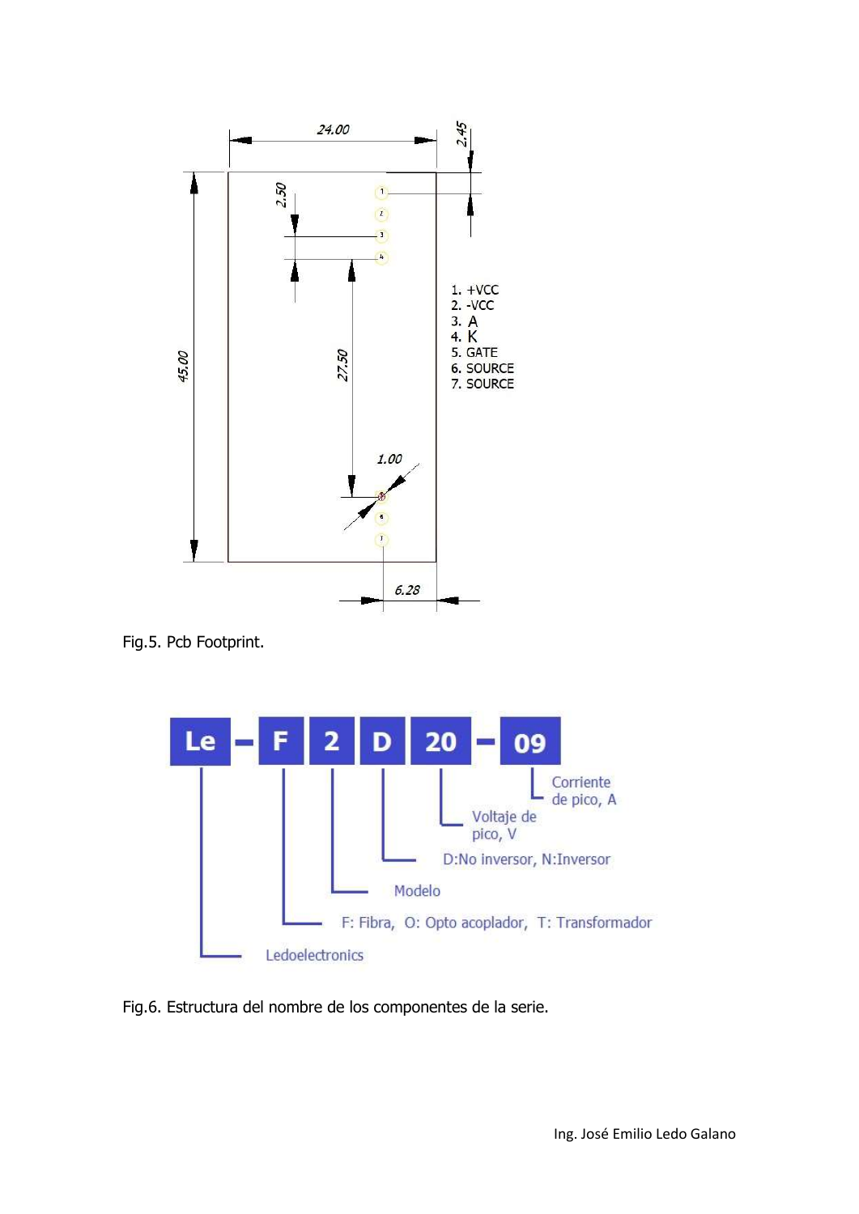24.00

2.45

2.50

45.00

27.50

1.00

6.28

1. +VCC
2. -VCC
3. A
4. K
5. GATE
6. SOURCE
7. SOURCE

Fig.5. Pcb Footprint.

Le - F 2 D 20 - 09

- Le: Ledoelectronics
- F: F: Fibra, O: Opto acoplador, T: Transformador
- 2: Modelo
- D: D:No inversor, N:Inversor
- 20: Voltaje de pico, V
- 09: Corriente de pico, A

Fig.6. Estructura del nombre de los componentes de la serie.

Ing. José Emilio Ledo Galano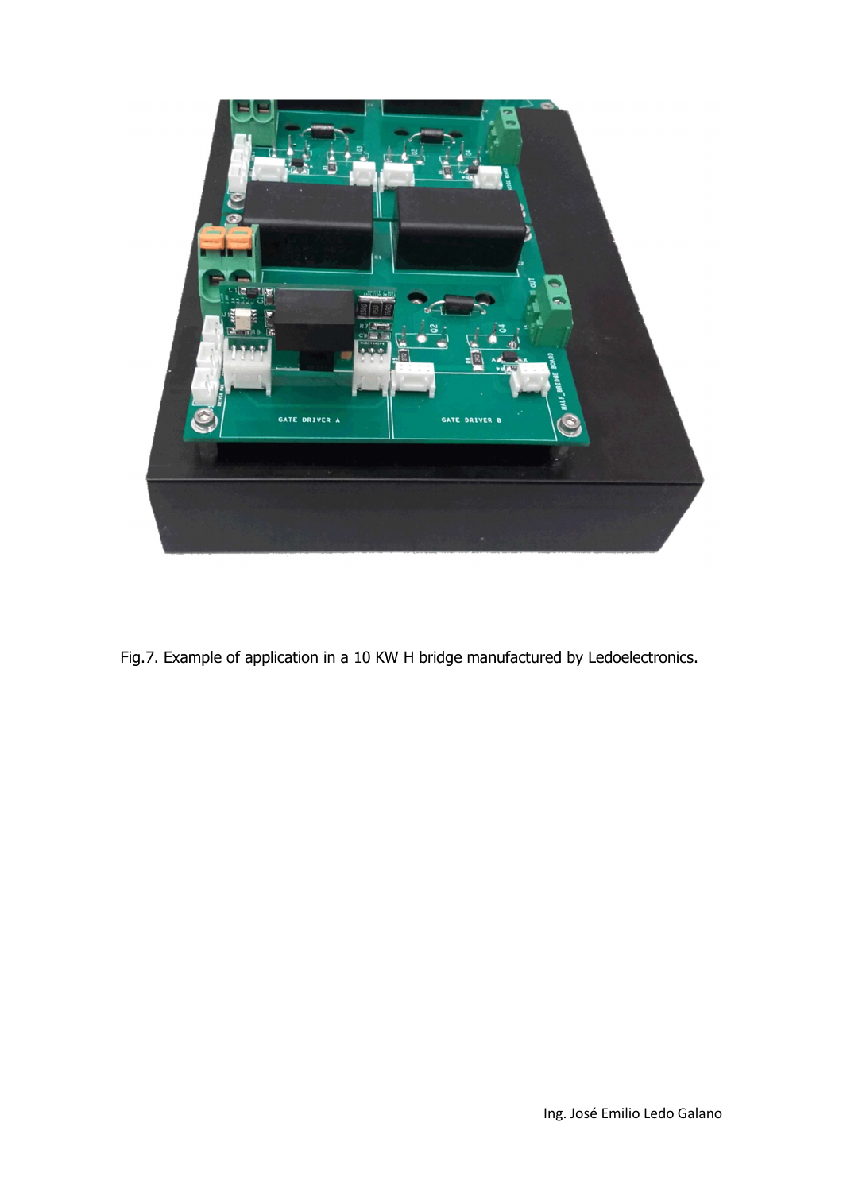Fig.7. Example of application in a 10 KW H bridge manufactured by Ledoelectronics.

Ing. José Emilio Ledo Galano